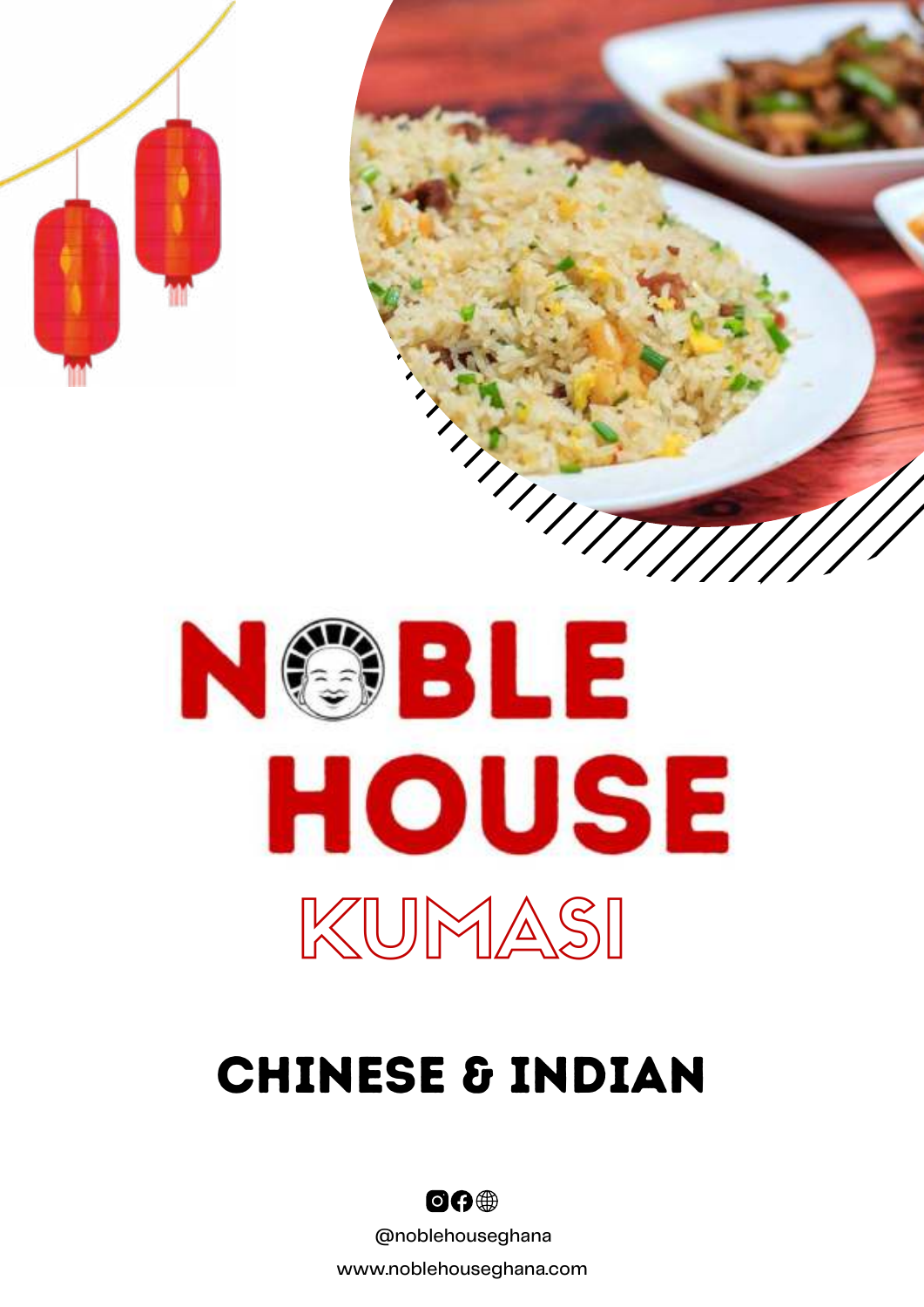# NOBLE HOUSE

## KUMASI

## CHINESE & INDIAN

@noblehouseghana

www.noblehouseghana.com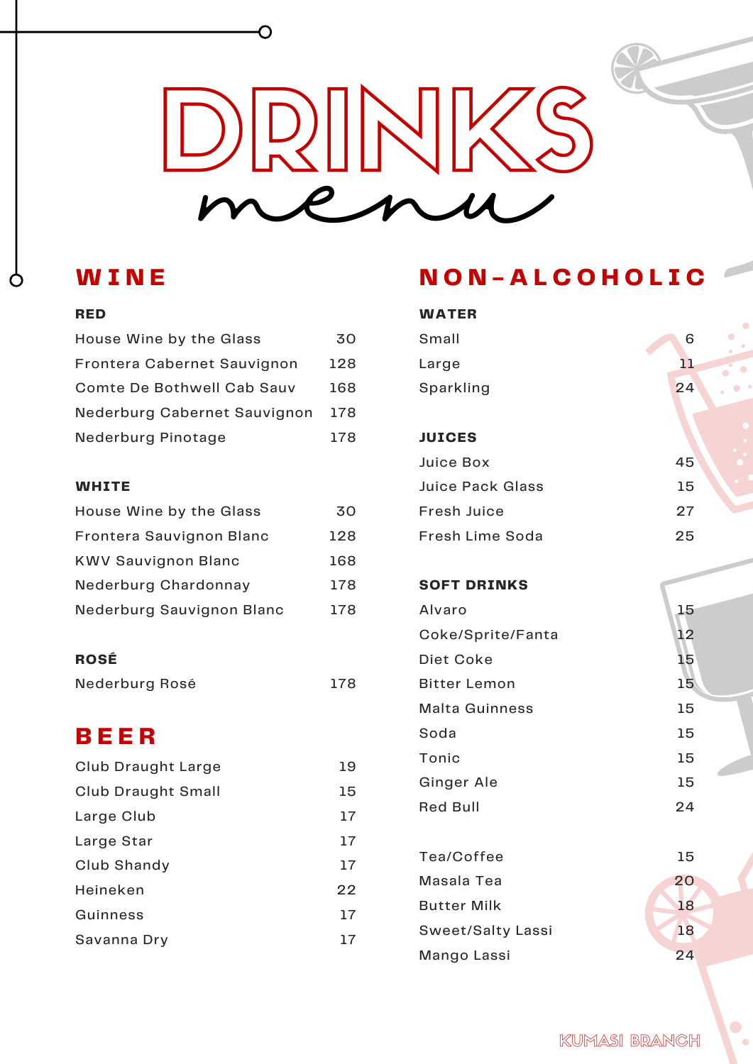# DRINKS menu

## WINE

### RED

| Item | Price |
| --- | --- |
| House Wine by the Glass | 30 |
| Frontera Cabernet Sauvignon | 128 |
| Comte De Bothwell Cab Sauv | 168 |
| Nederburg Cabernet Sauvignon | 178 |
| Nederburg Pinotage | 178 |

### WHITE

| Item | Price |
| --- | --- |
| House Wine by the Glass | 30 |
| Frontera Sauvignon Blanc | 128 |
| KWV Sauvignon Blanc | 168 |
| Nederburg Chardonnay | 178 |
| Nederburg Sauvignon Blanc | 178 |

### ROSÉ

| Item | Price |
| --- | --- |
| Nederburg Rosé | 178 |

## BEER

| Item | Price |
| --- | --- |
| Club Draught Large | 19 |
| Club Draught Small | 15 |
| Large Club | 17 |
| Large Star | 17 |
| Club Shandy | 17 |
| Heineken | 22 |
| Guinness | 17 |
| Savanna Dry | 17 |

## NON-ALCOHOLIC

### WATER

| Item | Price |
| --- | --- |
| Small | 6 |
| Large | 11 |
| Sparkling | 24 |

### JUICES

| Item | Price |
| --- | --- |
| Juice Box | 45 |
| Juice Pack Glass | 15 |
| Fresh Juice | 27 |
| Fresh Lime Soda | 25 |

### SOFT DRINKS

| Item | Price |
| --- | --- |
| Alvaro | 15 |
| Coke/Sprite/Fanta | 12 |
| Diet Coke | 15 |
| Bitter Lemon | 15 |
| Malta Guinness | 15 |
| Soda | 15 |
| Tonic | 15 |
| Ginger Ale | 15 |
| Red Bull | 24 |

| Item | Price |
| --- | --- |
| Tea/Coffee | 15 |
| Masala Tea | 20 |
| Butter Milk | 18 |
| Sweet/Salty Lassi | 18 |
| Mango Lassi | 24 |

KUMASI BRANCH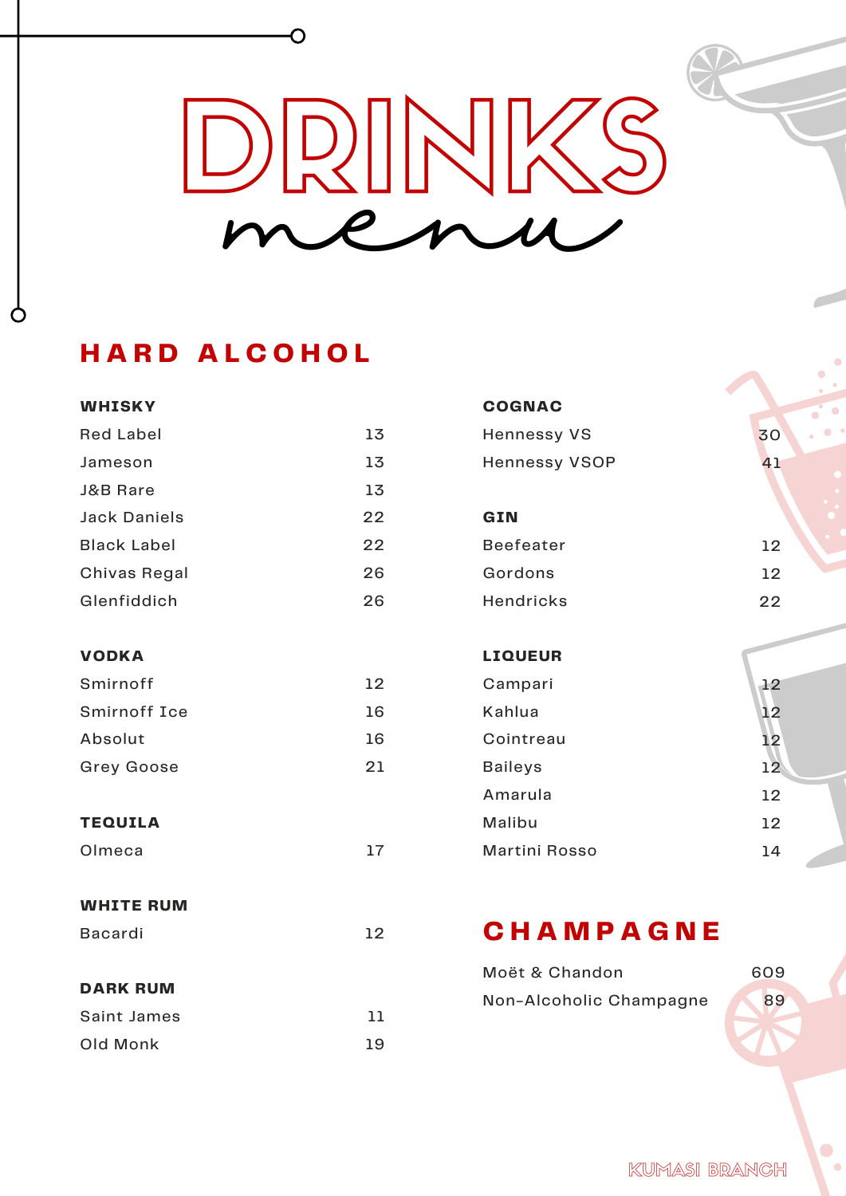# DRINKS menu

## HARD ALCOHOL

### WHISKY

| Item | Price |
|---|---|
| Red Label | 13 |
| Jameson | 13 |
| J&B Rare | 13 |
| Jack Daniels | 22 |
| Black Label | 22 |
| Chivas Regal | 26 |
| Glenfiddich | 26 |

### VODKA

| Item | Price |
|---|---|
| Smirnoff | 12 |
| Smirnoff Ice | 16 |
| Absolut | 16 |
| Grey Goose | 21 |

### TEQUILA

| Item | Price |
|---|---|
| Olmeca | 17 |

### WHITE RUM

| Item | Price |
|---|---|
| Bacardi | 12 |

### DARK RUM

| Item | Price |
|---|---|
| Saint James | 11 |
| Old Monk | 19 |

### COGNAC

| Item | Price |
|---|---|
| Hennessy VS | 30 |
| Hennessy VSOP | 41 |

### GIN

| Item | Price |
|---|---|
| Beefeater | 12 |
| Gordons | 12 |
| Hendricks | 22 |

### LIQUEUR

| Item | Price |
|---|---|
| Campari | 12 |
| Kahlua | 12 |
| Cointreau | 12 |
| Baileys | 12 |
| Amarula | 12 |
| Malibu | 12 |
| Martini Rosso | 14 |

## CHAMPAGNE

| Item | Price |
|---|---|
| Moët & Chandon | 609 |
| Non-Alcoholic Champagne | 89 |

KUMASI BRANCH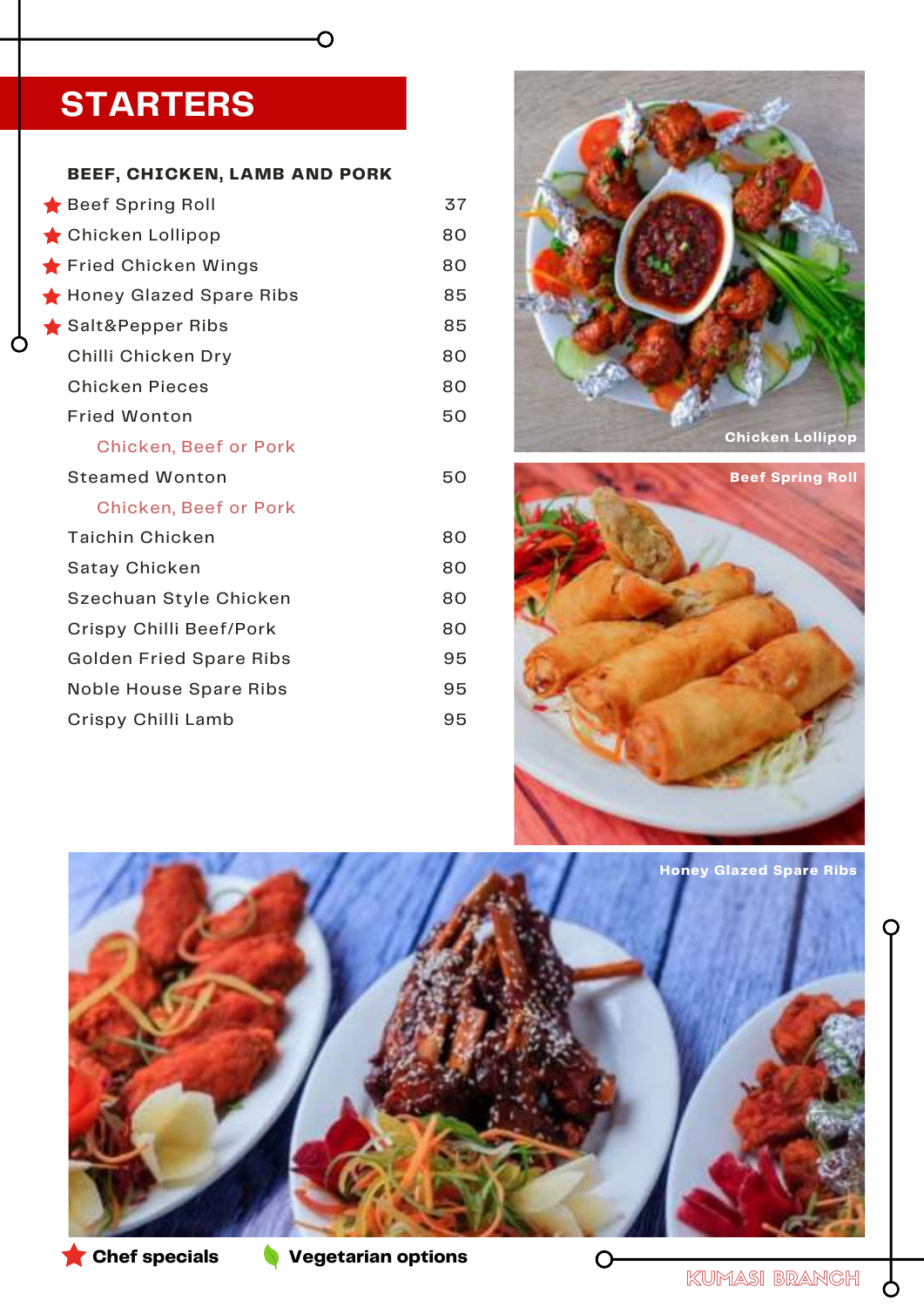# STARTERS

## BEEF, CHICKEN, LAMB AND PORK

| Item | Price |
|---|---|
| ★ Beef Spring Roll | 37 |
| ★ Chicken Lollipop | 80 |
| ★ Fried Chicken Wings | 80 |
| ★ Honey Glazed Spare Ribs | 85 |
| ★ Salt&Pepper Ribs | 85 |
| Chilli Chicken Dry | 80 |
| Chicken Pieces | 80 |
| Fried Wonton (Chicken, Beef or Pork) | 50 |
| Steamed Wonton (Chicken, Beef or Pork) | 50 |
| Taichin Chicken | 80 |
| Satay Chicken | 80 |
| Szechuan Style Chicken | 80 |
| Crispy Chilli Beef/Pork | 80 |
| Golden Fried Spare Ribs | 95 |
| Noble House Spare Ribs | 95 |
| Crispy Chilli Lamb | 95 |

Chicken Lollipop

Beef Spring Roll

Honey Glazed Spare Ribs

★ **Chef specials** 🍃 **Vegetarian options**

KUMASI BRANCH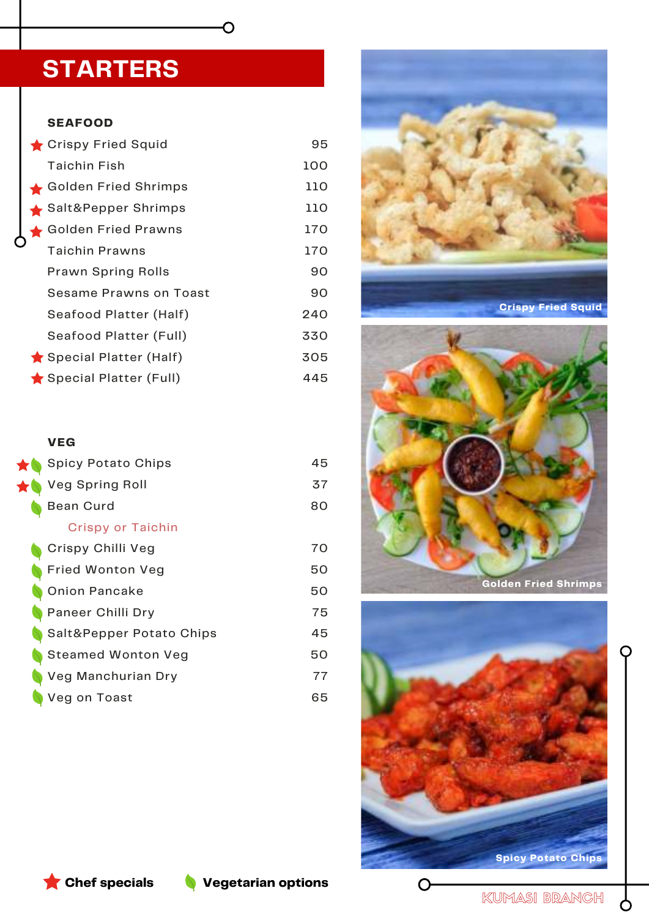# STARTERS

## SEAFOOD

| Item | Price |
| --- | --- |
| ★ Crispy Fried Squid | 95 |
| Taichin Fish | 100 |
| ★ Golden Fried Shrimps | 110 |
| ★ Salt&Pepper Shrimps | 110 |
| ★ Golden Fried Prawns | 170 |
| Taichin Prawns | 170 |
| Prawn Spring Rolls | 90 |
| Sesame Prawns on Toast | 90 |
| Seafood Platter (Half) | 240 |
| Seafood Platter (Full) | 330 |
| ★ Special Platter (Half) | 305 |
| ★ Special Platter (Full) | 445 |

## VEG

| Item | Price |
| --- | --- |
| ★ 🍃 Spicy Potato Chips | 45 |
| ★ 🍃 Veg Spring Roll | 37 |
| 🍃 Bean Curd<br>Crispy or Taichin | 80 |
| 🍃 Crispy Chilli Veg | 70 |
| 🍃 Fried Wonton Veg | 50 |
| 🍃 Onion Pancake | 50 |
| 🍃 Paneer Chilli Dry | 75 |
| 🍃 Salt&Pepper Potato Chips | 45 |
| 🍃 Steamed Wonton Veg | 50 |
| 🍃 Veg Manchurian Dry | 77 |
| 🍃 Veg on Toast | 65 |

Crispy Fried Squid

Golden Fried Shrimps

Spicy Potato Chips

★ **Chef specials** 🍃 **Vegetarian options**

KUMASI BRANCH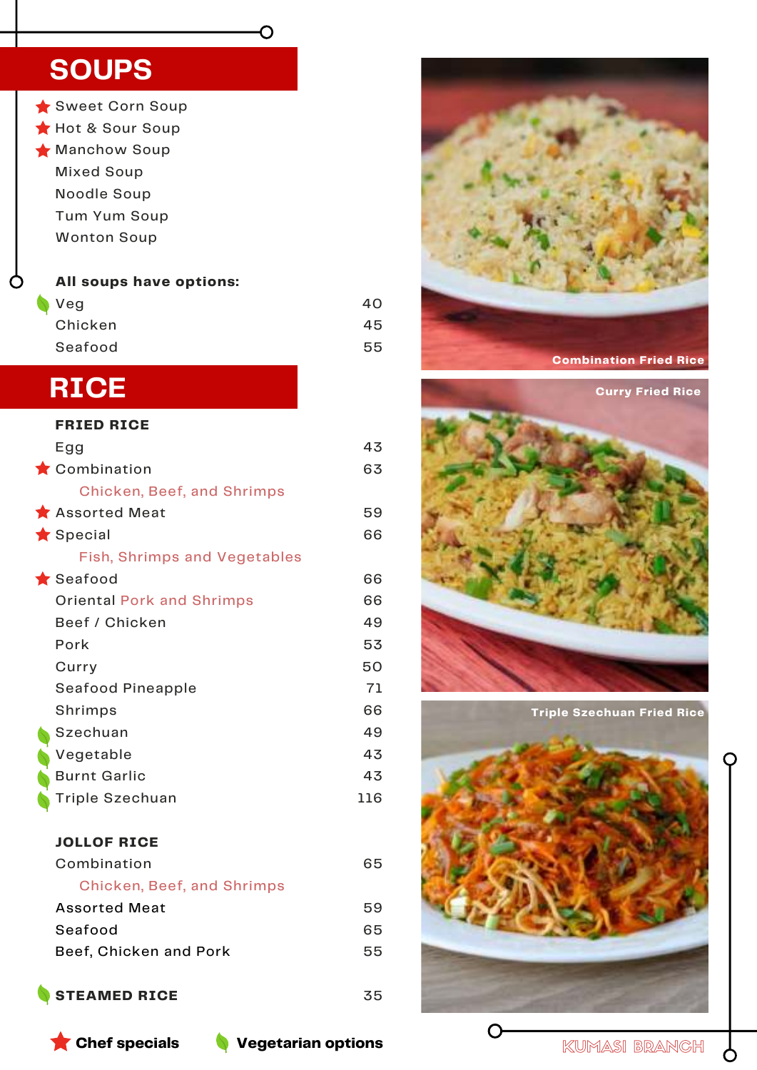# SOUPS

- ★ Sweet Corn Soup
- ★ Hot & Sour Soup
- ★ Manchow Soup
- Mixed Soup
- Noodle Soup
- Tum Yum Soup
- Wonton Soup

**All soups have options:**

| | |
|---|---|
| 🍃 Veg | 40 |
| Chicken | 45 |
| Seafood | 55 |

# RICE

**FRIED RICE**

| | |
|---|---|
| Egg | 43 |
| ★ Combination<br>Chicken, Beef, and Shrimps | 63 |
| ★ Assorted Meat | 59 |
| ★ Special<br>Fish, Shrimps and Vegetables | 66 |
| ★ Seafood | 66 |
| Oriental Pork and Shrimps | 66 |
| Beef / Chicken | 49 |
| Pork | 53 |
| Curry | 50 |
| Seafood Pineapple | 71 |
| Shrimps | 66 |
| 🍃 Szechuan | 49 |
| 🍃 Vegetable | 43 |
| 🍃 Burnt Garlic | 43 |
| 🍃 Triple Szechuan | 116 |

**JOLLOF RICE**

| | |
|---|---|
| Combination<br>Chicken, Beef, and Shrimps | 65 |
| Assorted Meat | 59 |
| Seafood | 65 |
| Beef, Chicken and Pork | 55 |

| | |
|---|---|
| 🍃 **STEAMED RICE** | 35 |

Combination Fried Rice

Curry Fried Rice

Triple Szechuan Fried Rice

★ **Chef specials** 🍃 **Vegetarian options**

KUMASI BRANCH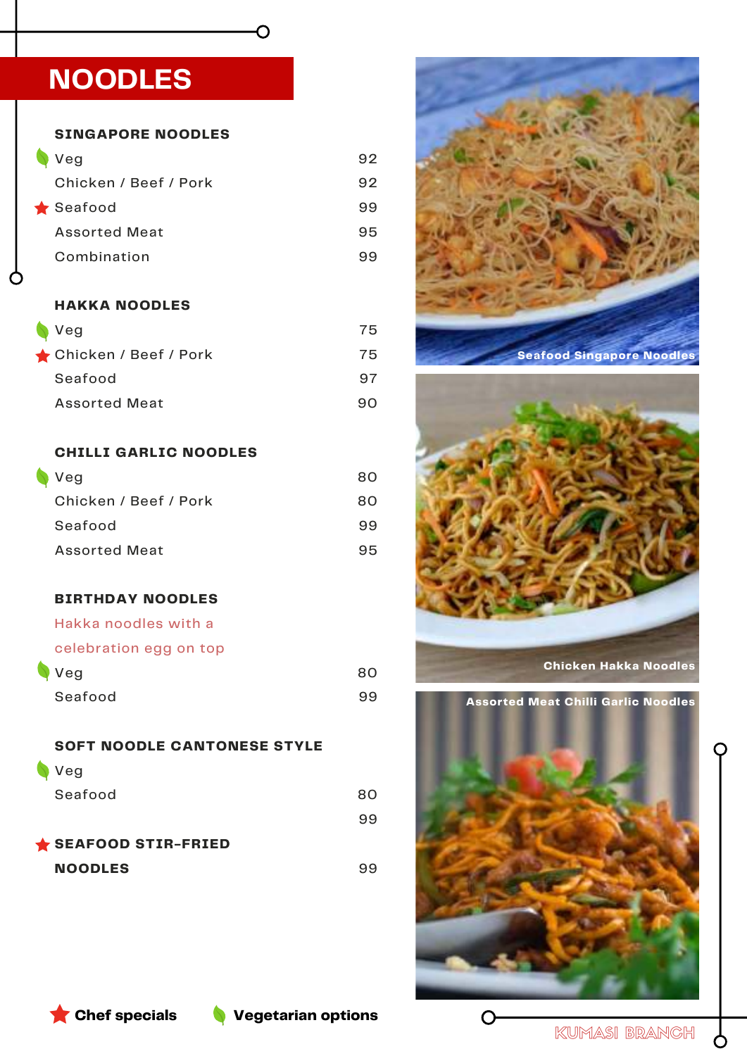# NOODLES

## SINGAPORE NOODLES

| Item | Price |
|---|---|
| Veg | 92 |
| Chicken / Beef / Pork | 92 |
| Seafood | 99 |
| Assorted Meat | 95 |
| Combination | 99 |

## HAKKA NOODLES

| Item | Price |
|---|---|
| Veg | 75 |
| Chicken / Beef / Pork | 75 |
| Seafood | 97 |
| Assorted Meat | 90 |

## CHILLI GARLIC NOODLES

| Item | Price |
|---|---|
| Veg | 80 |
| Chicken / Beef / Pork | 80 |
| Seafood | 99 |
| Assorted Meat | 95 |

## BIRTHDAY NOODLES

Hakka noodles with a celebration egg on top

| Item | Price |
|---|---|
| Veg | 80 |
| Seafood | 99 |

## SOFT NOODLE CANTONESE STYLE

| Item | Price |
|---|---|
| Veg | 80 |
| Seafood | 99 |

## SEAFOOD STIR-FRIED NOODLES

99

Seafood Singapore Noodles

Chicken Hakka Noodles

Assorted Meat Chilli Garlic Noodles

Chef specials: Singapore Noodles Seafood, Hakka Noodles Chicken / Beef / Pork, Seafood Stir-Fried Noodles

Vegetarian options: all Veg items

**Chef specials** **Vegetarian options**

KUMASI BRANCH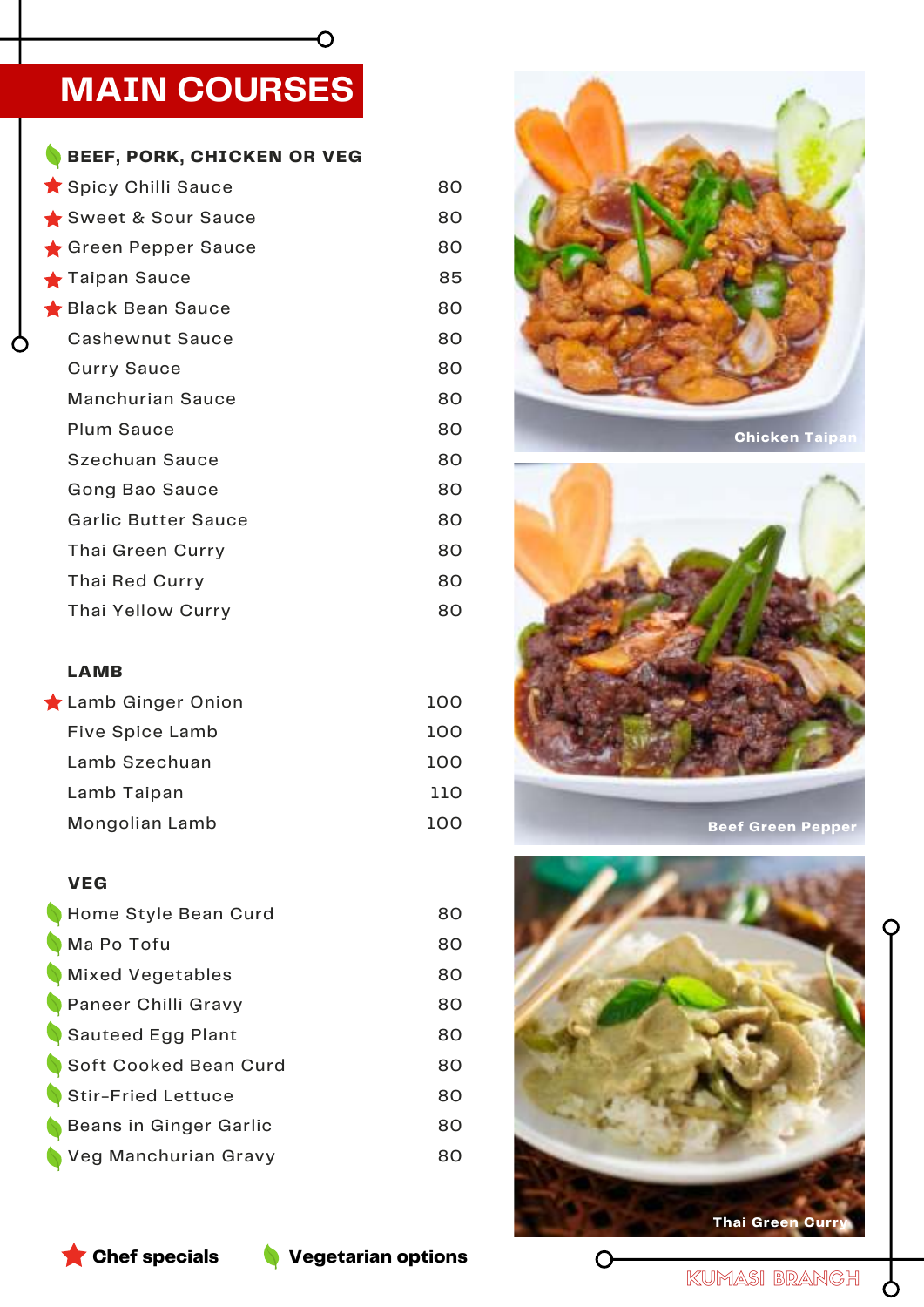# MAIN COURSES

## BEEF, PORK, CHICKEN OR VEG

| Item | Price |
|---|---|
| ★ Spicy Chilli Sauce | 80 |
| ★ Sweet & Sour Sauce | 80 |
| ★ Green Pepper Sauce | 80 |
| ★ Taipan Sauce | 85 |
| ★ Black Bean Sauce | 80 |
| Cashewnut Sauce | 80 |
| Curry Sauce | 80 |
| Manchurian Sauce | 80 |
| Plum Sauce | 80 |
| Szechuan Sauce | 80 |
| Gong Bao Sauce | 80 |
| Garlic Butter Sauce | 80 |
| Thai Green Curry | 80 |
| Thai Red Curry | 80 |
| Thai Yellow Curry | 80 |

## LAMB

| Item | Price |
|---|---|
| ★ Lamb Ginger Onion | 100 |
| Five Spice Lamb | 100 |
| Lamb Szechuan | 100 |
| Lamb Taipan | 110 |
| Mongolian Lamb | 100 |

## VEG

| Item | Price |
|---|---|
| Home Style Bean Curd | 80 |
| Ma Po Tofu | 80 |
| Mixed Vegetables | 80 |
| Paneer Chilli Gravy | 80 |
| Sauteed Egg Plant | 80 |
| Soft Cooked Bean Curd | 80 |
| Stir-Fried Lettuce | 80 |
| Beans in Ginger Garlic | 80 |
| Veg Manchurian Gravy | 80 |

Chicken Taipan

Beef Green Pepper

Thai Green Curry

★ **Chef specials** &nbsp;&nbsp; **Vegetarian options**

KUMASI BRANCH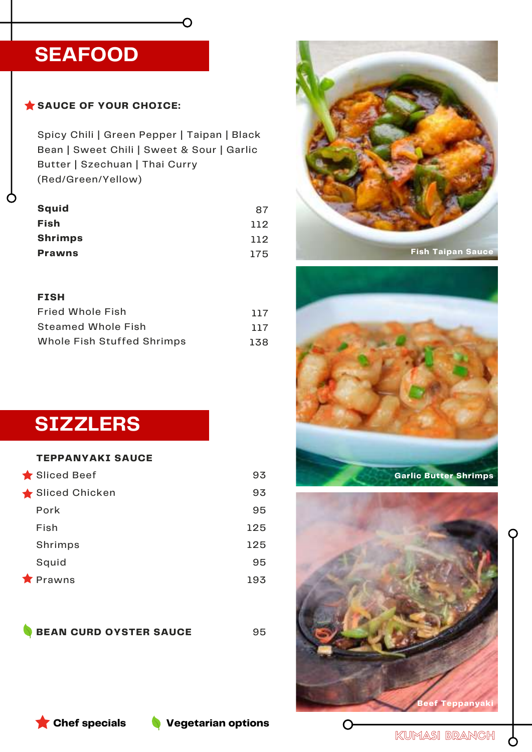# SEAFOOD

★ **SAUCE OF YOUR CHOICE:**

Spicy Chili | Green Pepper | Taipan | Black Bean | Sweet Chili | Sweet & Sour | Garlic Butter | Szechuan | Thai Curry (Red/Green/Yellow)

| | |
|---|---|
| **Squid** | 87 |
| **Fish** | 112 |
| **Shrimps** | 112 |
| **Prawns** | 175 |

**FISH**

| | |
|---|---|
| Fried Whole Fish | 117 |
| Steamed Whole Fish | 117 |
| Whole Fish Stuffed Shrimps | 138 |

# SIZZLERS

**TEPPANYAKI SAUCE**

| | |
|---|---|
| ★ Sliced Beef | 93 |
| ★ Sliced Chicken | 93 |
| Pork | 95 |
| Fish | 125 |
| Shrimps | 125 |
| Squid | 95 |
| ★ Prawns | 193 |

| | |
|---|---|
| **BEAN CURD OYSTER SAUCE** | 95 |

Fish Taipan Sauce

Garlic Butter Shrimps

Beef Teppanyaki

★ **Chef specials** **Vegetarian options**

KUMASI BRANCH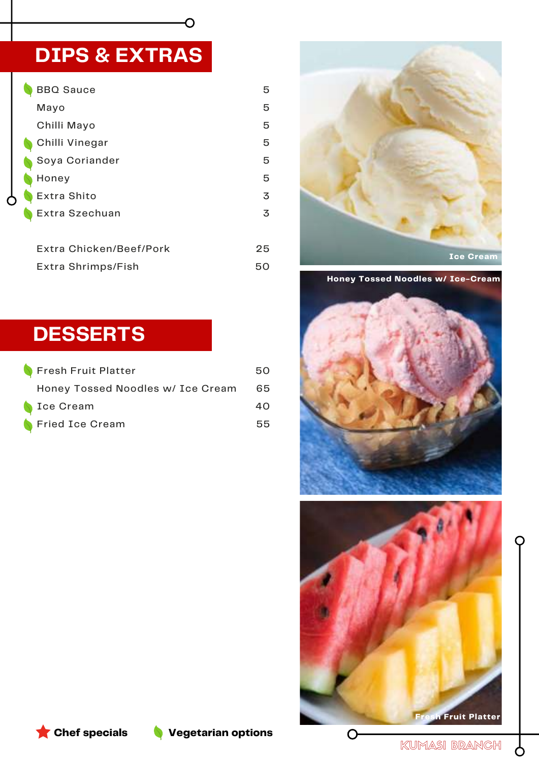## DIPS & EXTRAS

| Item | Price |
|---|---|
| BBQ Sauce | 5 |
| Mayo | 5 |
| Chilli Mayo | 5 |
| Chilli Vinegar | 5 |
| Soya Coriander | 5 |
| Honey | 5 |
| Extra Shito | 3 |
| Extra Szechuan | 3 |
| Extra Chicken/Beef/Pork | 25 |
| Extra Shrimps/Fish | 50 |

## DESSERTS

| Item | Price |
|---|---|
| Fresh Fruit Platter | 50 |
| Honey Tossed Noodles w/ Ice Cream | 65 |
| Ice Cream | 40 |
| Fried Ice Cream | 55 |

Ice Cream

Honey Tossed Noodles w/ Ice-Cream

Fresh Fruit Platter

**Chef specials** **Vegetarian options**

KUMASI BRANCH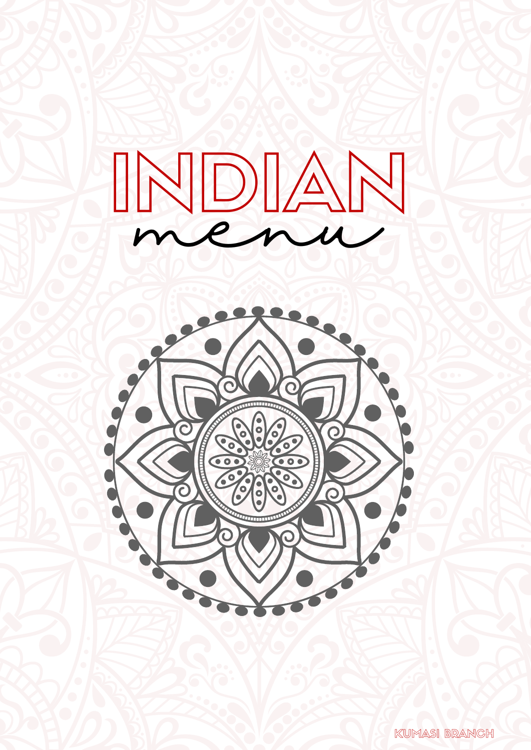# INDIAN

## menu

KUMASI BRANCH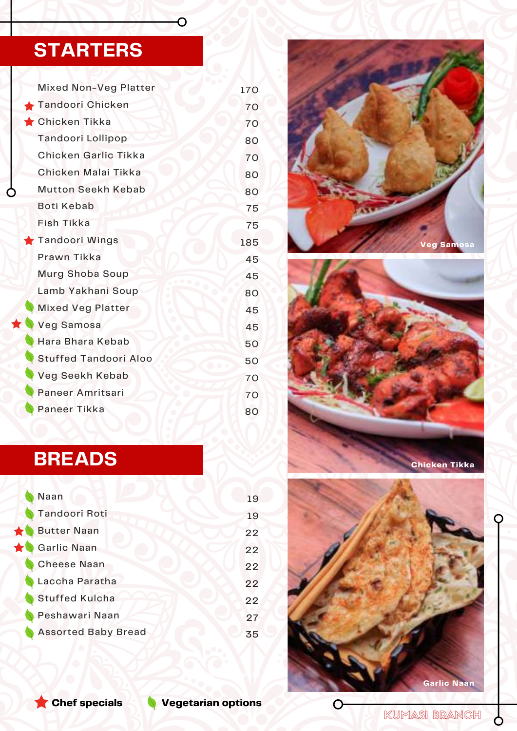## STARTERS

| Item | Price |
|---|---|
| Mixed Non-Veg Platter | 170 |
| ★ Tandoori Chicken | 70 |
| ★ Chicken Tikka | 70 |
| Tandoori Lollipop | 80 |
| Chicken Garlic Tikka | 70 |
| Chicken Malai Tikka | 80 |
| Mutton Seekh Kebab | 80 |
| Boti Kebab | 75 |
| Fish Tikka | 75 |
| ★ Tandoori Wings | 185 |
| Prawn Tikka | 45 |
| Murg Shoba Soup | 45 |
| Lamb Yakhani Soup | 80 |
| 🌿 Mixed Veg Platter | 45 |
| ★ 🌿 Veg Samosa | 45 |
| 🌿 Hara Bhara Kebab | 50 |
| 🌿 Stuffed Tandoori Aloo | 50 |
| 🌿 Veg Seekh Kebab | 70 |
| 🌿 Paneer Amritsari | 70 |
| 🌿 Paneer Tikka | 80 |

## BREADS

| Item | Price |
|---|---|
| 🌿 Naan | 19 |
| 🌿 Tandoori Roti | 19 |
| ★ 🌿 Butter Naan | 22 |
| ★ 🌿 Garlic Naan | 22 |
| 🌿 Cheese Naan | 22 |
| 🌿 Laccha Paratha | 22 |
| 🌿 Stuffed Kulcha | 22 |
| 🌿 Peshawari Naan | 27 |
| 🌿 Assorted Baby Bread | 35 |

Veg Samosa

Chicken Tikka

Garlic Naan

★ **Chef specials** 🌿 **Vegetarian options**

KUMASI BRANCH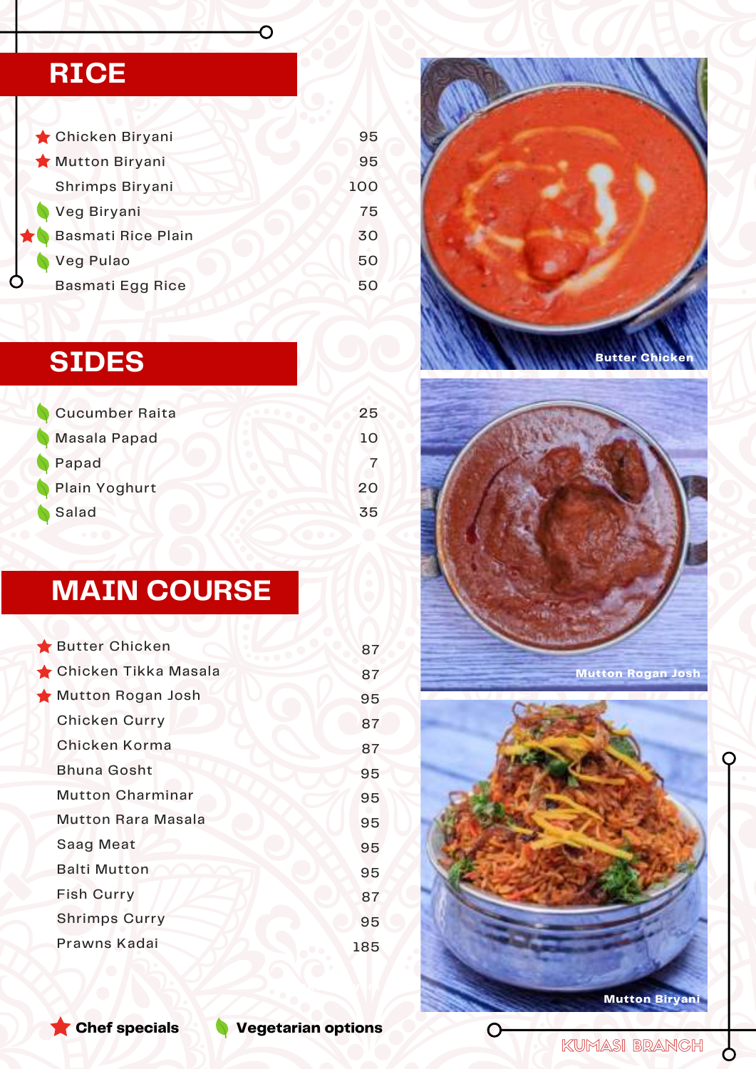## RICE

| Item | Price |
|---|---|
| ★ Chicken Biryani | 95 |
| ★ Mutton Biryani | 95 |
| Shrimps Biryani | 100 |
| 🌿 Veg Biryani | 75 |
| ★ 🌿 Basmati Rice Plain | 30 |
| 🌿 Veg Pulao | 50 |
| Basmati Egg Rice | 50 |

## SIDES

| Item | Price |
|---|---|
| 🌿 Cucumber Raita | 25 |
| 🌿 Masala Papad | 10 |
| 🌿 Papad | 7 |
| 🌿 Plain Yoghurt | 20 |
| 🌿 Salad | 35 |

## MAIN COURSE

| Item | Price |
|---|---|
| ★ Butter Chicken | 87 |
| ★ Chicken Tikka Masala | 87 |
| ★ Mutton Rogan Josh | 95 |
| Chicken Curry | 87 |
| Chicken Korma | 87 |
| Bhuna Gosht | 95 |
| Mutton Charminar | 95 |
| Mutton Rara Masala | 95 |
| Saag Meat | 95 |
| Balti Mutton | 95 |
| Fish Curry | 87 |
| Shrimps Curry | 95 |
| Prawns Kadai | 185 |

Butter Chicken

Mutton Rogan Josh

Mutton Biryani

**★ Chef specials** **🌿 Vegetarian options**

KUMASI BRANCH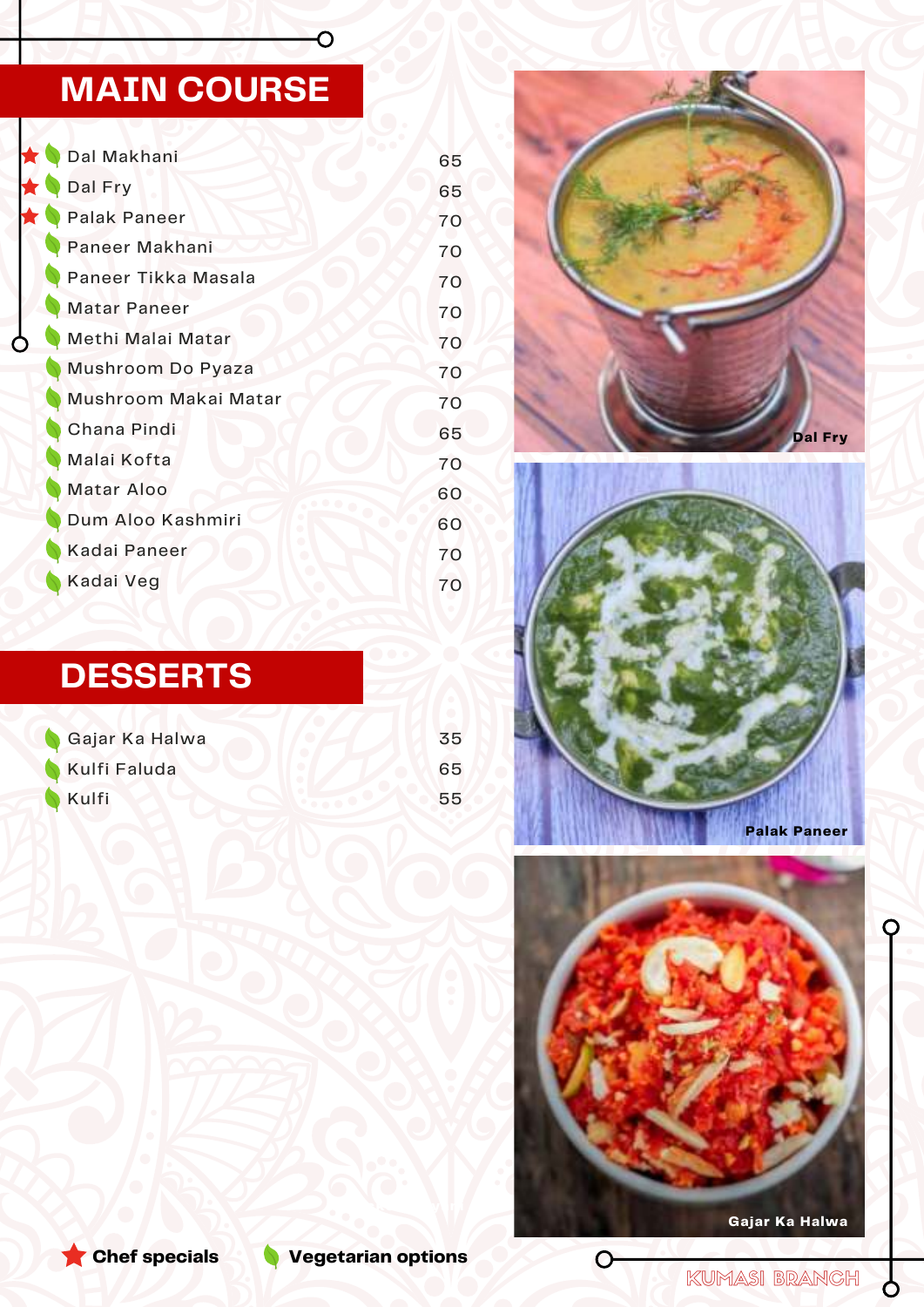## MAIN COURSE

| Item | Price |
|---|---|
| ★ Dal Makhani | 65 |
| ★ Dal Fry | 65 |
| ★ Palak Paneer | 70 |
| Paneer Makhani | 70 |
| Paneer Tikka Masala | 70 |
| Matar Paneer | 70 |
| Methi Malai Matar | 70 |
| Mushroom Do Pyaza | 70 |
| Mushroom Makai Matar | 70 |
| Chana Pindi | 65 |
| Malai Kofta | 70 |
| Matar Aloo | 60 |
| Dum Aloo Kashmiri | 60 |
| Kadai Paneer | 70 |
| Kadai Veg | 70 |

## DESSERTS

| Item | Price |
|---|---|
| Gajar Ka Halwa | 35 |
| Kulfi Faluda | 65 |
| Kulfi | 55 |

Dal Fry

Palak Paneer

Gajar Ka Halwa

★ **Chef specials** **Vegetarian options**

KUMASI BRANCH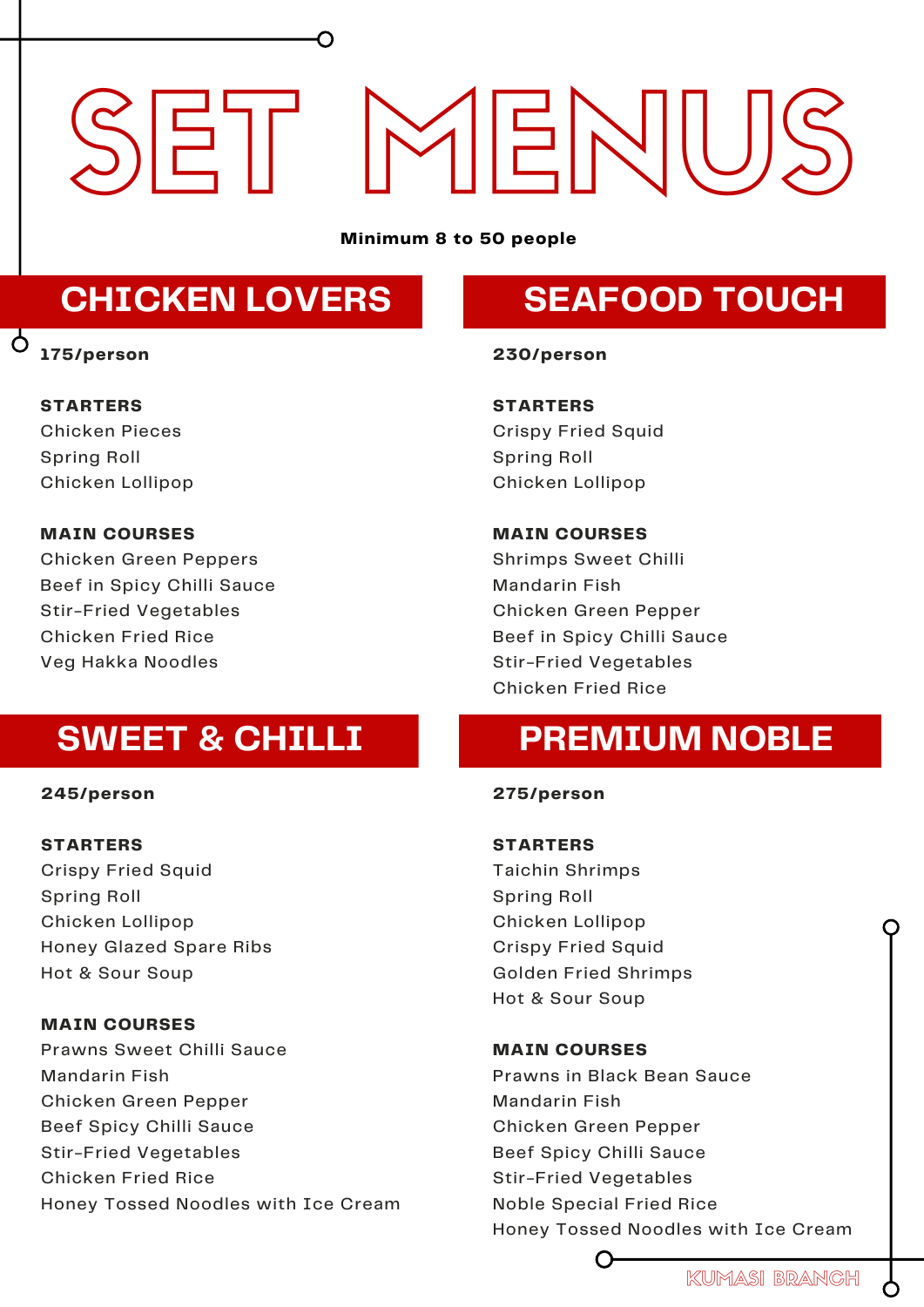# SET MENUS

**Minimum 8 to 50 people**

## CHICKEN LOVERS

**175/person**

**STARTERS**
Chicken Pieces
Spring Roll
Chicken Lollipop

**MAIN COURSES**
Chicken Green Peppers
Beef in Spicy Chilli Sauce
Stir-Fried Vegetables
Chicken Fried Rice
Veg Hakka Noodles

## SEAFOOD TOUCH

**230/person**

**STARTERS**
Crispy Fried Squid
Spring Roll
Chicken Lollipop

**MAIN COURSES**
Shrimps Sweet Chilli
Mandarin Fish
Chicken Green Pepper
Beef in Spicy Chilli Sauce
Stir-Fried Vegetables
Chicken Fried Rice

## SWEET & CHILLI

**245/person**

**STARTERS**
Crispy Fried Squid
Spring Roll
Chicken Lollipop
Honey Glazed Spare Ribs
Hot & Sour Soup

**MAIN COURSES**
Prawns Sweet Chilli Sauce
Mandarin Fish
Chicken Green Pepper
Beef Spicy Chilli Sauce
Stir-Fried Vegetables
Chicken Fried Rice
Honey Tossed Noodles with Ice Cream

## PREMIUM NOBLE

**275/person**

**STARTERS**
Taichin Shrimps
Spring Roll
Chicken Lollipop
Crispy Fried Squid
Golden Fried Shrimps
Hot & Sour Soup

**MAIN COURSES**
Prawns in Black Bean Sauce
Mandarin Fish
Chicken Green Pepper
Beef Spicy Chilli Sauce
Stir-Fried Vegetables
Noble Special Fried Rice
Honey Tossed Noodles with Ice Cream

KUMASI BRANCH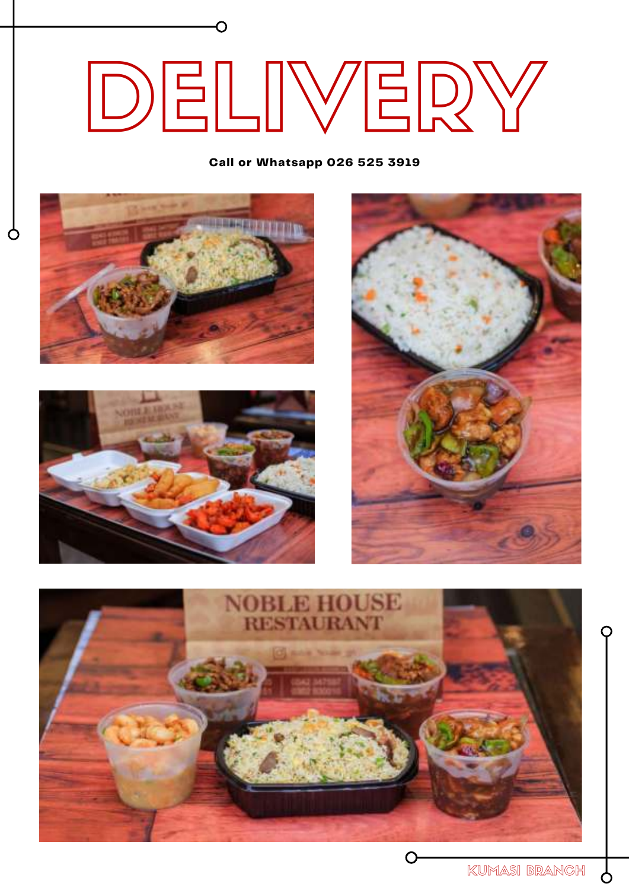# DELIVERY

**Call or Whatsapp 026 525 3919**

KUMASI BRANCH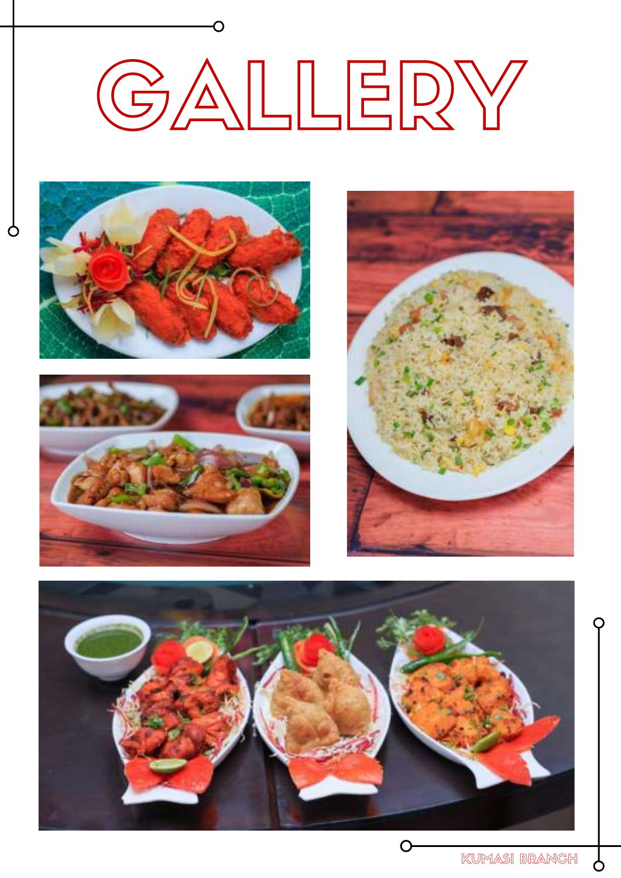# GALLERY

KUMASI BRANCH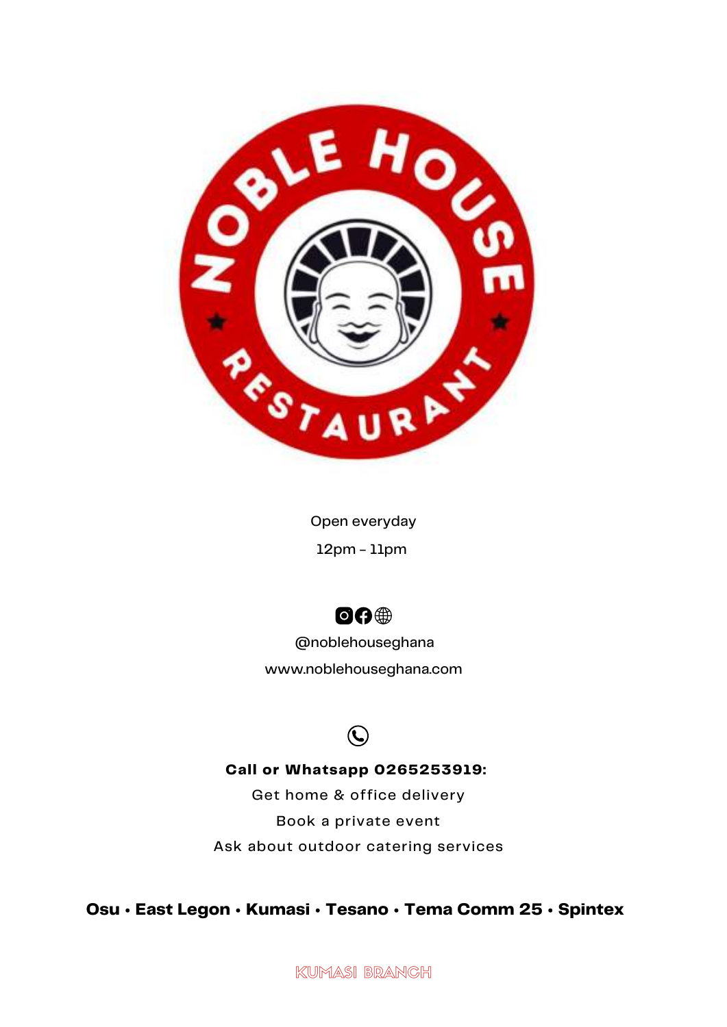# NOBLE HOUSE RESTAURANT

Open everyday

12pm – 11pm

@noblehouseghana

www.noblehouseghana.com

**Call or Whatsapp 0265253919:**

Get home & office delivery

Book a private event

Ask about outdoor catering services

**Osu • East Legon • Kumasi • Tesano • Tema Comm 25 • Spintex**

KUMASI BRANCH